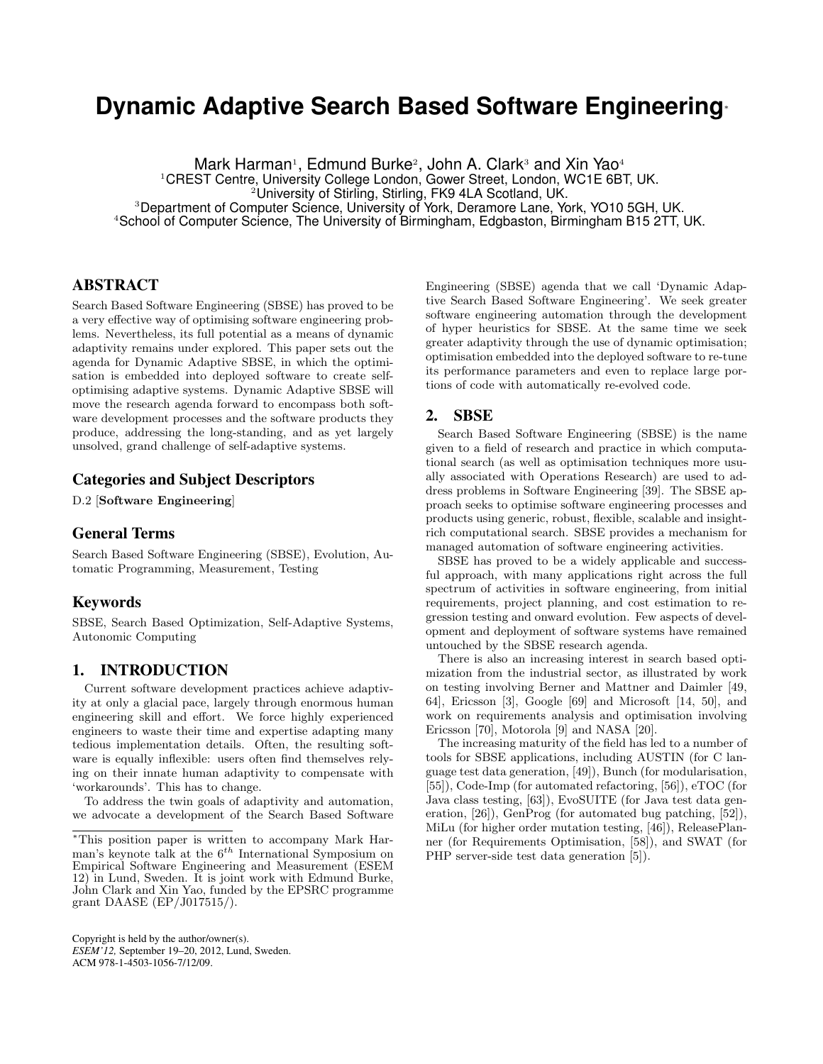# Dynamic Adaptive Search Based Software Engineering*

Mark Harman[1], Edmund Burke[2], John A. Clark[3] and Xin Yao[4]

[1]CREST Centre, University College London, Gower Street, London, WC1E 6BT, UK.
[2]University of Stirling, Stirling, FK9 4LA Scotland, UK.
[3]Department of Computer Science, University of York, Deramore Lane, York, YO10 5GH, UK.
[4]School of Computer Science, The University of Birmingham, Edgbaston, Birmingham B15 2TT, UK.

## ABSTRACT

Search Based Software Engineering (SBSE) has proved to be a very effective way of optimising software engineering problems. Nevertheless, its full potential as a means of dynamic adaptivity remains under explored. This paper sets out the agenda for Dynamic Adaptive SBSE, in which the optimisation is embedded into deployed software to create self-optimising adaptive systems. Dynamic Adaptive SBSE will move the research agenda forward to encompass both software development processes and the software products they produce, addressing the long-standing, and as yet largely unsolved, grand challenge of self-adaptive systems.

## Categories and Subject Descriptors

D.2 [**Software Engineering**]

## General Terms

Search Based Software Engineering (SBSE), Evolution, Automatic Programming, Measurement, Testing

## Keywords

SBSE, Search Based Optimization, Self-Adaptive Systems, Autonomic Computing

## 1. INTRODUCTION

Current software development practices achieve adaptivity at only a glacial pace, largely through enormous human engineering skill and effort. We force highly experienced engineers to waste their time and expertise adapting many tedious implementation details. Often, the resulting software is equally inflexible: users often find themselves relying on their innate human adaptivity to compensate with 'workarounds'. This has to change.

To address the twin goals of adaptivity and automation, we advocate a development of the Search Based Software Engineering (SBSE) agenda that we call 'Dynamic Adaptive Search Based Software Engineering'. We seek greater software engineering automation through the development of hyper heuristics for SBSE. At the same time we seek greater adaptivity through the use of dynamic optimisation; optimisation embedded into the deployed software to re-tune its performance parameters and even to replace large portions of code with automatically re-evolved code.

*This position paper is written to accompany Mark Harman's keynote talk at the $6^{th}$ International Symposium on Empirical Software Engineering and Measurement (ESEM 12) in Lund, Sweden. It is joint work with Edmund Burke, John Clark and Xin Yao, funded by the EPSRC programme grant DAASE (EP/J017515/).

Copyright is held by the author/owner(s).
*ESEM'12,* September 19–20, 2012, Lund, Sweden.
ACM 978-1-4503-1056-7/12/09.

## 2. SBSE

Search Based Software Engineering (SBSE) is the name given to a field of research and practice in which computational search (as well as optimisation techniques more usually associated with Operations Research) are used to address problems in Software Engineering [39]. The SBSE approach seeks to optimise software engineering processes and products using generic, robust, flexible, scalable and insight-rich computational search. SBSE provides a mechanism for managed automation of software engineering activities.

SBSE has proved to be a widely applicable and successful approach, with many applications right across the full spectrum of activities in software engineering, from initial requirements, project planning, and cost estimation to regression testing and onward evolution. Few aspects of development and deployment of software systems have remained untouched by the SBSE research agenda.

There is also an increasing interest in search based optimization from the industrial sector, as illustrated by work on testing involving Berner and Mattner and Daimler [49, 64], Ericsson [3], Google [69] and Microsoft [14, 50], and work on requirements analysis and optimisation involving Ericsson [70], Motorola [9] and NASA [20].

The increasing maturity of the field has led to a number of tools for SBSE applications, including AUSTIN (for C language test data generation, [49]), Bunch (for modularisation, [55]), Code-Imp (for automated refactoring, [56]), eTOC (for Java class testing, [63]), EvoSUITE (for Java test data generation, [26]), GenProg (for automated bug patching, [52]), MiLu (for higher order mutation testing, [46]), ReleasePlanner (for Requirements Optimisation, [58]), and SWAT (for PHP server-side test data generation [5]).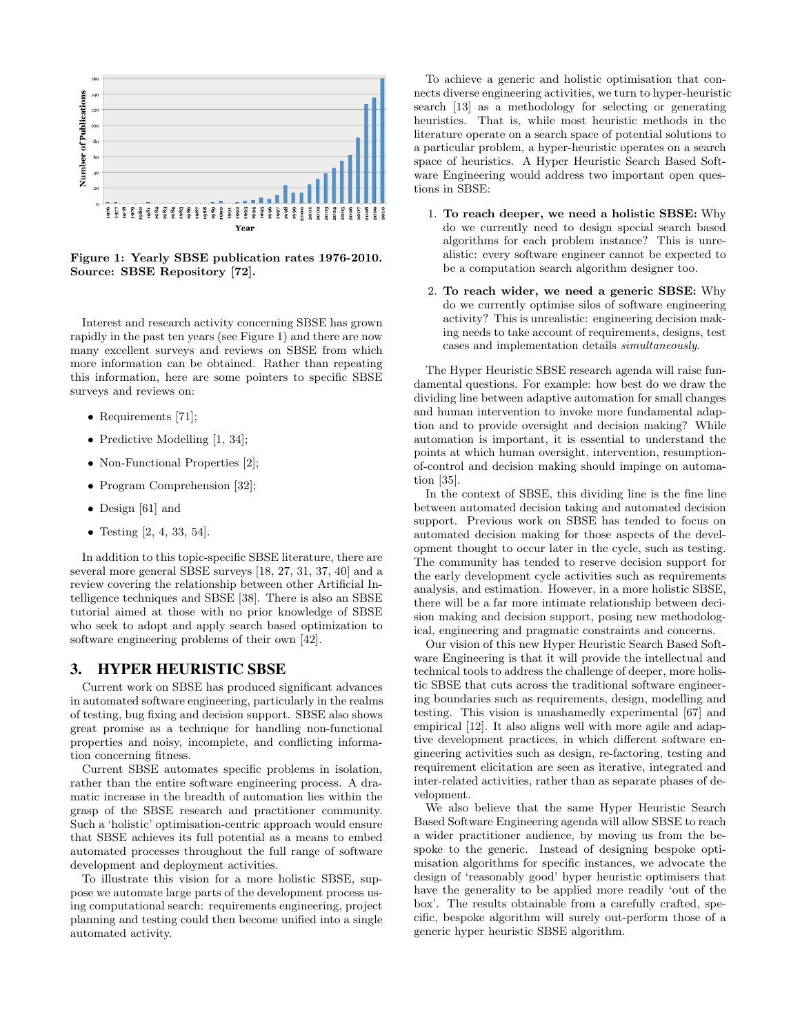Figure 1: Yearly SBSE publication rates 1976-2010. Source: SBSE Repository [72].

Interest and research activity concerning SBSE has grown rapidly in the past ten years (see Figure 1) and there are now many excellent surveys and reviews on SBSE from which more information can be obtained. Rather than repeating this information, here are some pointers to specific SBSE surveys and reviews on:

- Requirements [71];
- Predictive Modelling [1, 34];
- Non-Functional Properties [2];
- Program Comprehension [32];
- Design [61] and
- Testing [2, 4, 33, 54].

In addition to this topic-specific SBSE literature, there are several more general SBSE surveys [18, 27, 31, 37, 40] and a review covering the relationship between other Artificial Intelligence techniques and SBSE [38]. There is also an SBSE tutorial aimed at those with no prior knowledge of SBSE who seek to adopt and apply search based optimization to software engineering problems of their own [42].

## 3. HYPER HEURISTIC SBSE

Current work on SBSE has produced significant advances in automated software engineering, particularly in the realms of testing, bug fixing and decision support. SBSE also shows great promise as a technique for handling non-functional properties and noisy, incomplete, and conflicting information concerning fitness.

Current SBSE automates specific problems in isolation, rather than the entire software engineering process. A dramatic increase in the breadth of automation lies within the grasp of the SBSE research and practitioner community. Such a 'holistic' optimisation-centric approach would ensure that SBSE achieves its full potential as a means to embed automated processes throughout the full range of software development and deployment activities.

To illustrate this vision for a more holistic SBSE, suppose we automate large parts of the development process using computational search: requirements engineering, project planning and testing could then become unified into a single automated activity.

To achieve a generic and holistic optimisation that connects diverse engineering activities, we turn to hyper-heuristic search [13] as a methodology for selecting or generating heuristics. That is, while most heuristic methods in the literature operate on a search space of potential solutions to a particular problem, a hyper-heuristic operates on a search space of heuristics. A Hyper Heuristic Search Based Software Engineering would address two important open questions in SBSE:

1. **To reach deeper, we need a holistic SBSE:** Why do we currently need to design special search based algorithms for each problem instance? This is unrealistic: every software engineer cannot be expected to be a computation search algorithm designer too.

2. **To reach wider, we need a generic SBSE:** Why do we currently optimise silos of software engineering activity? This is unrealistic: engineering decision making needs to take account of requirements, designs, test cases and implementation details *simultaneously*.

The Hyper Heuristic SBSE research agenda will raise fundamental questions. For example: how best do we draw the dividing line between adaptive automation for small changes and human intervention to invoke more fundamental adaption and to provide oversight and decision making? While automation is important, it is essential to understand the points at which human oversight, intervention, resumption-of-control and decision making should impinge on automation [35].

In the context of SBSE, this dividing line is the fine line between automated decision taking and automated decision support. Previous work on SBSE has tended to focus on automated decision making for those aspects of the development thought to occur later in the cycle, such as testing. The community has tended to reserve decision support for the early development cycle activities such as requirements analysis, and estimation. However, in a more holistic SBSE, there will be a far more intimate relationship between decision making and decision support, posing new methodological, engineering and pragmatic constraints and concerns.

Our vision of this new Hyper Heuristic Search Based Software Engineering is that it will provide the intellectual and technical tools to address the challenge of deeper, more holistic SBSE that cuts across the traditional software engineering boundaries such as requirements, design, modelling and testing. This vision is unashamedly experimental [67] and empirical [12]. It also aligns well with more agile and adaptive development practices, in which different software engineering activities such as design, re-factoring, testing and requirement elicitation are seen as iterative, integrated and inter-related activities, rather than as separate phases of development.

We also believe that the same Hyper Heuristic Search Based Software Engineering agenda will allow SBSE to reach a wider practitioner audience, by moving us from the bespoke to the generic. Instead of designing bespoke optimisation algorithms for specific instances, we advocate the design of 'reasonably good' hyper heuristic optimisers that have the generality to be applied more readily 'out of the box'. The results obtainable from a carefully crafted, specific, bespoke algorithm will surely out-perform those of a generic hyper heuristic SBSE algorithm.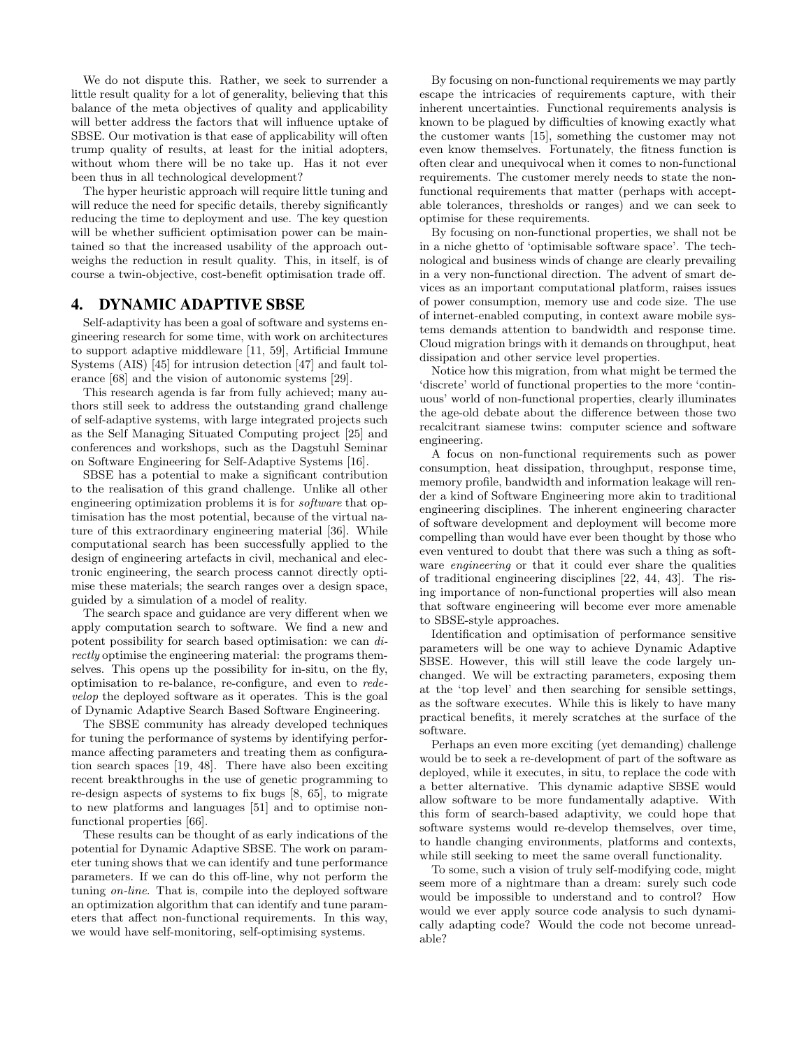We do not dispute this. Rather, we seek to surrender a little result quality for a lot of generality, believing that this balance of the meta objectives of quality and applicability will better address the factors that will influence uptake of SBSE. Our motivation is that ease of applicability will often trump quality of results, at least for the initial adopters, without whom there will be no take up. Has it not ever been thus in all technological development?

The hyper heuristic approach will require little tuning and will reduce the need for specific details, thereby significantly reducing the time to deployment and use. The key question will be whether sufficient optimisation power can be maintained so that the increased usability of the approach outweighs the reduction in result quality. This, in itself, is of course a twin-objective, cost-benefit optimisation trade off.

## 4. DYNAMIC ADAPTIVE SBSE

Self-adaptivity has been a goal of software and systems engineering research for some time, with work on architectures to support adaptive middleware [11, 59], Artificial Immune Systems (AIS) [45] for intrusion detection [47] and fault tolerance [68] and the vision of autonomic systems [29].

This research agenda is far from fully achieved; many authors still seek to address the outstanding grand challenge of self-adaptive systems, with large integrated projects such as the Self Managing Situated Computing project [25] and conferences and workshops, such as the Dagstuhl Seminar on Software Engineering for Self-Adaptive Systems [16].

SBSE has a potential to make a significant contribution to the realisation of this grand challenge. Unlike all other engineering optimization problems it is for *software* that optimisation has the most potential, because of the virtual nature of this extraordinary engineering material [36]. While computational search has been successfully applied to the design of engineering artefacts in civil, mechanical and electronic engineering, the search process cannot directly optimise these materials; the search ranges over a design space, guided by a simulation of a model of reality.

The search space and guidance are very different when we apply computation search to software. We find a new and potent possibility for search based optimisation: we can *directly* optimise the engineering material: the programs themselves. This opens up the possibility for in-situ, on the fly, optimisation to re-balance, re-configure, and even to *redevelop* the deployed software as it operates. This is the goal of Dynamic Adaptive Search Based Software Engineering.

The SBSE community has already developed techniques for tuning the performance of systems by identifying performance affecting parameters and treating them as configuration search spaces [19, 48]. There have also been exciting recent breakthroughs in the use of genetic programming to re-design aspects of systems to fix bugs [8, 65], to migrate to new platforms and languages [51] and to optimise non-functional properties [66].

These results can be thought of as early indications of the potential for Dynamic Adaptive SBSE. The work on parameter tuning shows that we can identify and tune performance parameters. If we can do this off-line, why not perform the tuning *on-line*. That is, compile into the deployed software an optimization algorithm that can identify and tune parameters that affect non-functional requirements. In this way, we would have self-monitoring, self-optimising systems.

By focusing on non-functional requirements we may partly escape the intricacies of requirements capture, with their inherent uncertainties. Functional requirements analysis is known to be plagued by difficulties of knowing exactly what the customer wants [15], something the customer may not even know themselves. Fortunately, the fitness function is often clear and unequivocal when it comes to non-functional requirements. The customer merely needs to state the non-functional requirements that matter (perhaps with acceptable tolerances, thresholds or ranges) and we can seek to optimise for these requirements.

By focusing on non-functional properties, we shall not be in a niche ghetto of 'optimisable software space'. The technological and business winds of change are clearly prevailing in a very non-functional direction. The advent of smart devices as an important computational platform, raises issues of power consumption, memory use and code size. The use of internet-enabled computing, in context aware mobile systems demands attention to bandwidth and response time. Cloud migration brings with it demands on throughput, heat dissipation and other service level properties.

Notice how this migration, from what might be termed the 'discrete' world of functional properties to the more 'continuous' world of non-functional properties, clearly illuminates the age-old debate about the difference between those two recalcitrant siamese twins: computer science and software engineering.

A focus on non-functional requirements such as power consumption, heat dissipation, throughput, response time, memory profile, bandwidth and information leakage will render a kind of Software Engineering more akin to traditional engineering disciplines. The inherent engineering character of software development and deployment will become more compelling than would have ever been thought by those who even ventured to doubt that there was such a thing as software *engineering* or that it could ever share the qualities of traditional engineering disciplines [22, 44, 43]. The rising importance of non-functional properties will also mean that software engineering will become ever more amenable to SBSE-style approaches.

Identification and optimisation of performance sensitive parameters will be one way to achieve Dynamic Adaptive SBSE. However, this will still leave the code largely unchanged. We will be extracting parameters, exposing them at the 'top level' and then searching for sensible settings, as the software executes. While this is likely to have many practical benefits, it merely scratches at the surface of the software.

Perhaps an even more exciting (yet demanding) challenge would be to seek a re-development of part of the software as deployed, while it executes, in situ, to replace the code with a better alternative. This dynamic adaptive SBSE would allow software to be more fundamentally adaptive. With this form of search-based adaptivity, we could hope that software systems would re-develop themselves, over time, to handle changing environments, platforms and contexts, while still seeking to meet the same overall functionality.

To some, such a vision of truly self-modifying code, might seem more of a nightmare than a dream: surely such code would be impossible to understand and to control? How would we ever apply source code analysis to such dynamically adapting code? Would the code not become unreadable?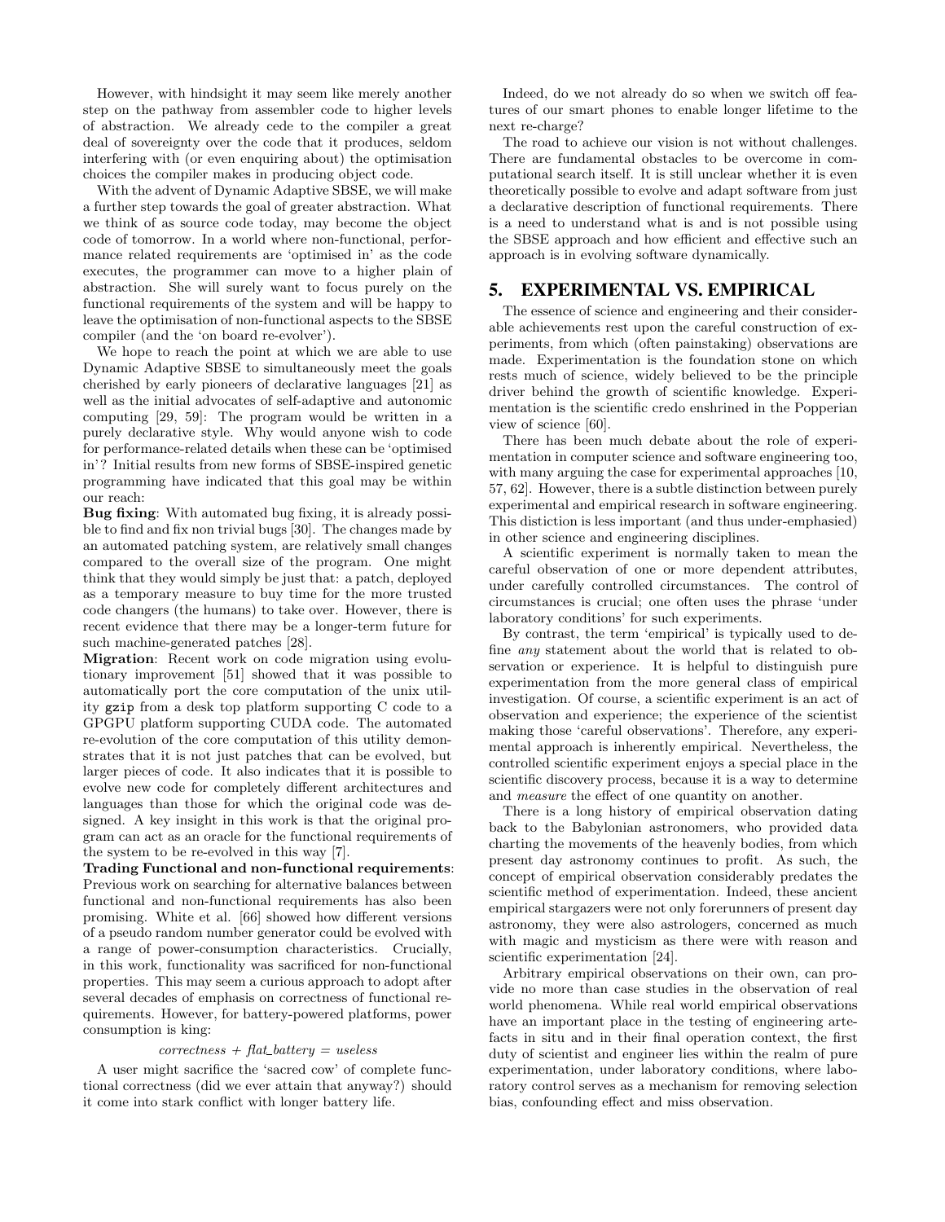However, with hindsight it may seem like merely another step on the pathway from assembler code to higher levels of abstraction. We already cede to the compiler a great deal of sovereignty over the code that it produces, seldom interfering with (or even enquiring about) the optimisation choices the compiler makes in producing object code.

With the advent of Dynamic Adaptive SBSE, we will make a further step towards the goal of greater abstraction. What we think of as source code today, may become the object code of tomorrow. In a world where non-functional, performance related requirements are 'optimised in' as the code executes, the programmer can move to a higher plain of abstraction. She will surely want to focus purely on the functional requirements of the system and will be happy to leave the optimisation of non-functional aspects to the SBSE compiler (and the 'on board re-evolver').

We hope to reach the point at which we are able to use Dynamic Adaptive SBSE to simultaneously meet the goals cherished by early pioneers of declarative languages [21] as well as the initial advocates of self-adaptive and autonomic computing [29, 59]: The program would be written in a purely declarative style. Why would anyone wish to code for performance-related details when these can be 'optimised in'? Initial results from new forms of SBSE-inspired genetic programming have indicated that this goal may be within our reach:

**Bug fixing**: With automated bug fixing, it is already possible to find and fix non trivial bugs [30]. The changes made by an automated patching system, are relatively small changes compared to the overall size of the program. One might think that they would simply be just that: a patch, deployed as a temporary measure to buy time for the more trusted code changers (the humans) to take over. However, there is recent evidence that there may be a longer-term future for such machine-generated patches [28].

**Migration**: Recent work on code migration using evolutionary improvement [51] showed that it was possible to automatically port the core computation of the unix utility `gzip` from a desk top platform supporting C code to a GPGPU platform supporting CUDA code. The automated re-evolution of the core computation of this utility demonstrates that it is not just patches that can be evolved, but larger pieces of code. It also indicates that it is possible to evolve new code for completely different architectures and languages than those for which the original code was designed. A key insight in this work is that the original program can act as an oracle for the functional requirements of the system to be re-evolved in this way [7].

**Trading Functional and non-functional requirements**: Previous work on searching for alternative balances between functional and non-functional requirements has also been promising. White et al. [66] showed how different versions of a pseudo random number generator could be evolved with a range of power-consumption characteristics. Crucially, in this work, functionality was sacrificed for non-functional properties. This may seem a curious approach to adopt after several decades of emphasis on correctness of functional requirements. However, for battery-powered platforms, power consumption is king:

$$correctness + flat\_battery = useless$$

A user might sacrifice the 'sacred cow' of complete functional correctness (did we ever attain that anyway?) should it come into stark conflict with longer battery life.

Indeed, do we not already do so when we switch off features of our smart phones to enable longer lifetime to the next re-charge?

The road to achieve our vision is not without challenges. There are fundamental obstacles to be overcome in computational search itself. It is still unclear whether it is even theoretically possible to evolve and adapt software from just a declarative description of functional requirements. There is a need to understand what is and is not possible using the SBSE approach and how efficient and effective such an approach is in evolving software dynamically.

## 5. EXPERIMENTAL VS. EMPIRICAL

The essence of science and engineering and their considerable achievements rest upon the careful construction of experiments, from which (often painstaking) observations are made. Experimentation is the foundation stone on which rests much of science, widely believed to be the principle driver behind the growth of scientific knowledge. Experimentation is the scientific credo enshrined in the Popperian view of science [60].

There has been much debate about the role of experimentation in computer science and software engineering too, with many arguing the case for experimental approaches [10, 57, 62]. However, there is a subtle distinction between purely experimental and empirical research in software engineering. This distiction is less important (and thus under-emphasied) in other science and engineering disciplines.

A scientific experiment is normally taken to mean the careful observation of one or more dependent attributes, under carefully controlled circumstances. The control of circumstances is crucial; one often uses the phrase 'under laboratory conditions' for such experiments.

By contrast, the term 'empirical' is typically used to define *any* statement about the world that is related to observation or experience. It is helpful to distinguish pure experimentation from the more general class of empirical investigation. Of course, a scientific experiment is an act of observation and experience; the experience of the scientist making those 'careful observations'. Therefore, any experimental approach is inherently empirical. Nevertheless, the controlled scientific experiment enjoys a special place in the scientific discovery process, because it is a way to determine and *measure* the effect of one quantity on another.

There is a long history of empirical observation dating back to the Babylonian astronomers, who provided data charting the movements of the heavenly bodies, from which present day astronomy continues to profit. As such, the concept of empirical observation considerably predates the scientific method of experimentation. Indeed, these ancient empirical stargazers were not only forerunners of present day astronomy, they were also astrologers, concerned as much with magic and mysticism as there were with reason and scientific experimentation [24].

Arbitrary empirical observations on their own, can provide no more than case studies in the observation of real world phenomena. While real world empirical observations have an important place in the testing of engineering artefacts in situ and in their final operation context, the first duty of scientist and engineer lies within the realm of pure experimentation, under laboratory conditions, where laboratory control serves as a mechanism for removing selection bias, confounding effect and miss observation.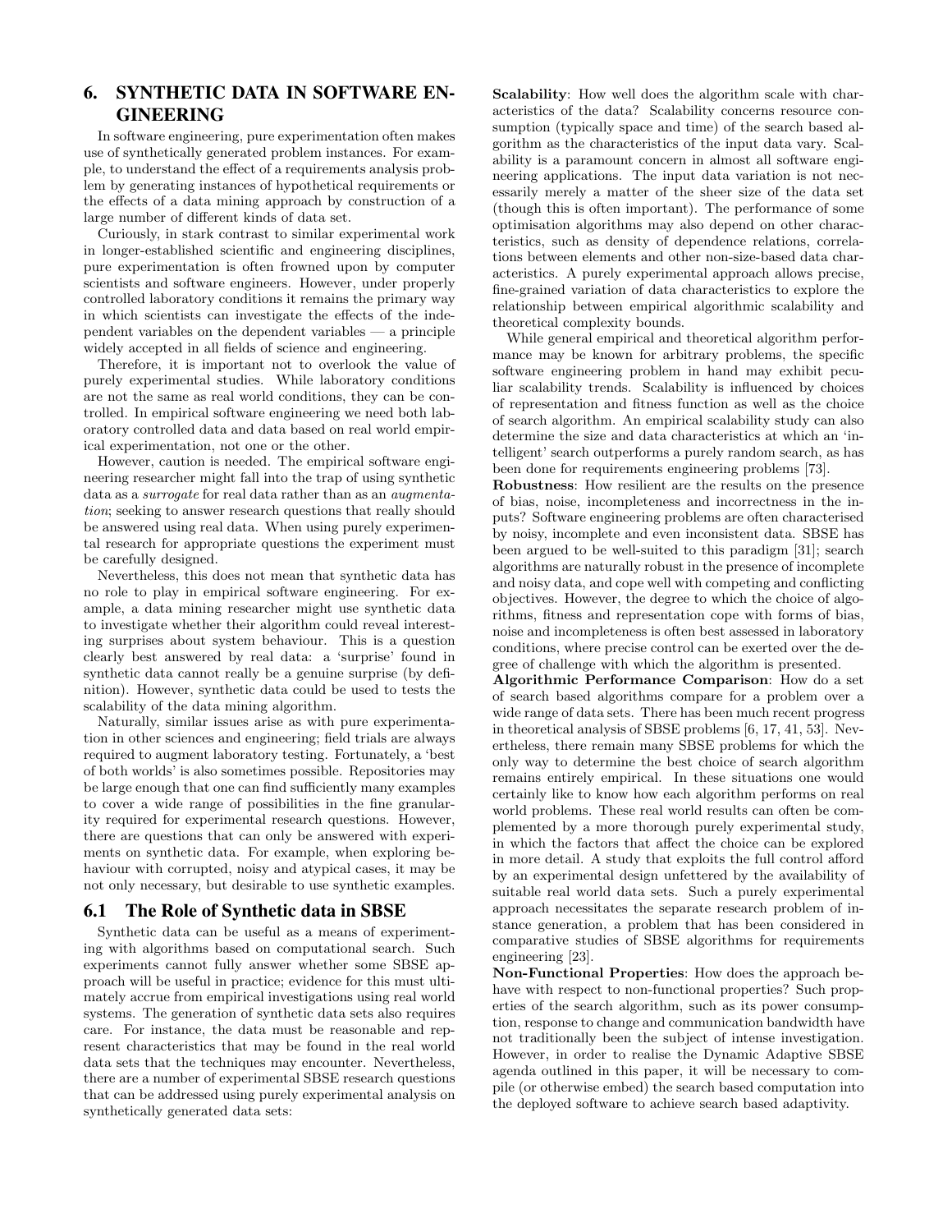# 6. SYNTHETIC DATA IN SOFTWARE ENGINEERING

In software engineering, pure experimentation often makes use of synthetically generated problem instances. For example, to understand the effect of a requirements analysis problem by generating instances of hypothetical requirements or the effects of a data mining approach by construction of a large number of different kinds of data set.

Curiously, in stark contrast to similar experimental work in longer-established scientific and engineering disciplines, pure experimentation is often frowned upon by computer scientists and software engineers. However, under properly controlled laboratory conditions it remains the primary way in which scientists can investigate the effects of the independent variables on the dependent variables — a principle widely accepted in all fields of science and engineering.

Therefore, it is important not to overlook the value of purely experimental studies. While laboratory conditions are not the same as real world conditions, they can be controlled. In empirical software engineering we need both laboratory controlled data and data based on real world empirical experimentation, not one or the other.

However, caution is needed. The empirical software engineering researcher might fall into the trap of using synthetic data as a *surrogate* for real data rather than as an *augmentation*; seeking to answer research questions that really should be answered using real data. When using purely experimental research for appropriate questions the experiment must be carefully designed.

Nevertheless, this does not mean that synthetic data has no role to play in empirical software engineering. For example, a data mining researcher might use synthetic data to investigate whether their algorithm could reveal interesting surprises about system behaviour. This is a question clearly best answered by real data: a 'surprise' found in synthetic data cannot really be a genuine surprise (by definition). However, synthetic data could be used to tests the scalability of the data mining algorithm.

Naturally, similar issues arise as with pure experimentation in other sciences and engineering; field trials are always required to augment laboratory testing. Fortunately, a 'best of both worlds' is also sometimes possible. Repositories may be large enough that one can find sufficiently many examples to cover a wide range of possibilities in the fine granularity required for experimental research questions. However, there are questions that can only be answered with experiments on synthetic data. For example, when exploring behaviour with corrupted, noisy and atypical cases, it may be not only necessary, but desirable to use synthetic examples.

## 6.1 The Role of Synthetic data in SBSE

Synthetic data can be useful as a means of experimenting with algorithms based on computational search. Such experiments cannot fully answer whether some SBSE approach will be useful in practice; evidence for this must ultimately accrue from empirical investigations using real world systems. The generation of synthetic data sets also requires care. For instance, the data must be reasonable and represent characteristics that may be found in the real world data sets that the techniques may encounter. Nevertheless, there are a number of experimental SBSE research questions that can be addressed using purely experimental analysis on synthetically generated data sets:

**Scalability**: How well does the algorithm scale with characteristics of the data? Scalability concerns resource consumption (typically space and time) of the search based algorithm as the characteristics of the input data vary. Scalability is a paramount concern in almost all software engineering applications. The input data variation is not necessarily merely a matter of the sheer size of the data set (though this is often important). The performance of some optimisation algorithms may also depend on other characteristics, such as density of dependence relations, correlations between elements and other non-size-based data characteristics. A purely experimental approach allows precise, fine-grained variation of data characteristics to explore the relationship between empirical algorithmic scalability and theoretical complexity bounds.

While general empirical and theoretical algorithm performance may be known for arbitrary problems, the specific software engineering problem in hand may exhibit peculiar scalability trends. Scalability is influenced by choices of representation and fitness function as well as the choice of search algorithm. An empirical scalability study can also determine the size and data characteristics at which an 'intelligent' search outperforms a purely random search, as has been done for requirements engineering problems [73].

**Robustness**: How resilient are the results on the presence of bias, noise, incompleteness and incorrectness in the inputs? Software engineering problems are often characterised by noisy, incomplete and even inconsistent data. SBSE has been argued to be well-suited to this paradigm [31]; search algorithms are naturally robust in the presence of incomplete and noisy data, and cope well with competing and conflicting objectives. However, the degree to which the choice of algorithms, fitness and representation cope with forms of bias, noise and incompleteness is often best assessed in laboratory conditions, where precise control can be exerted over the degree of challenge with which the algorithm is presented.

**Algorithmic Performance Comparison**: How do a set of search based algorithms compare for a problem over a wide range of data sets. There has been much recent progress in theoretical analysis of SBSE problems [6, 17, 41, 53]. Nevertheless, there remain many SBSE problems for which the only way to determine the best choice of search algorithm remains entirely empirical. In these situations one would certainly like to know how each algorithm performs on real world problems. These real world results can often be complemented by a more thorough purely experimental study, in which the factors that affect the choice can be explored in more detail. A study that exploits the full control afford by an experimental design unfettered by the availability of suitable real world data sets. Such a purely experimental approach necessitates the separate research problem of instance generation, a problem that has been considered in comparative studies of SBSE algorithms for requirements engineering [23].

**Non-Functional Properties**: How does the approach behave with respect to non-functional properties? Such properties of the search algorithm, such as its power consumption, response to change and communication bandwidth have not traditionally been the subject of intense investigation. However, in order to realise the Dynamic Adaptive SBSE agenda outlined in this paper, it will be necessary to compile (or otherwise embed) the search based computation into the deployed software to achieve search based adaptivity.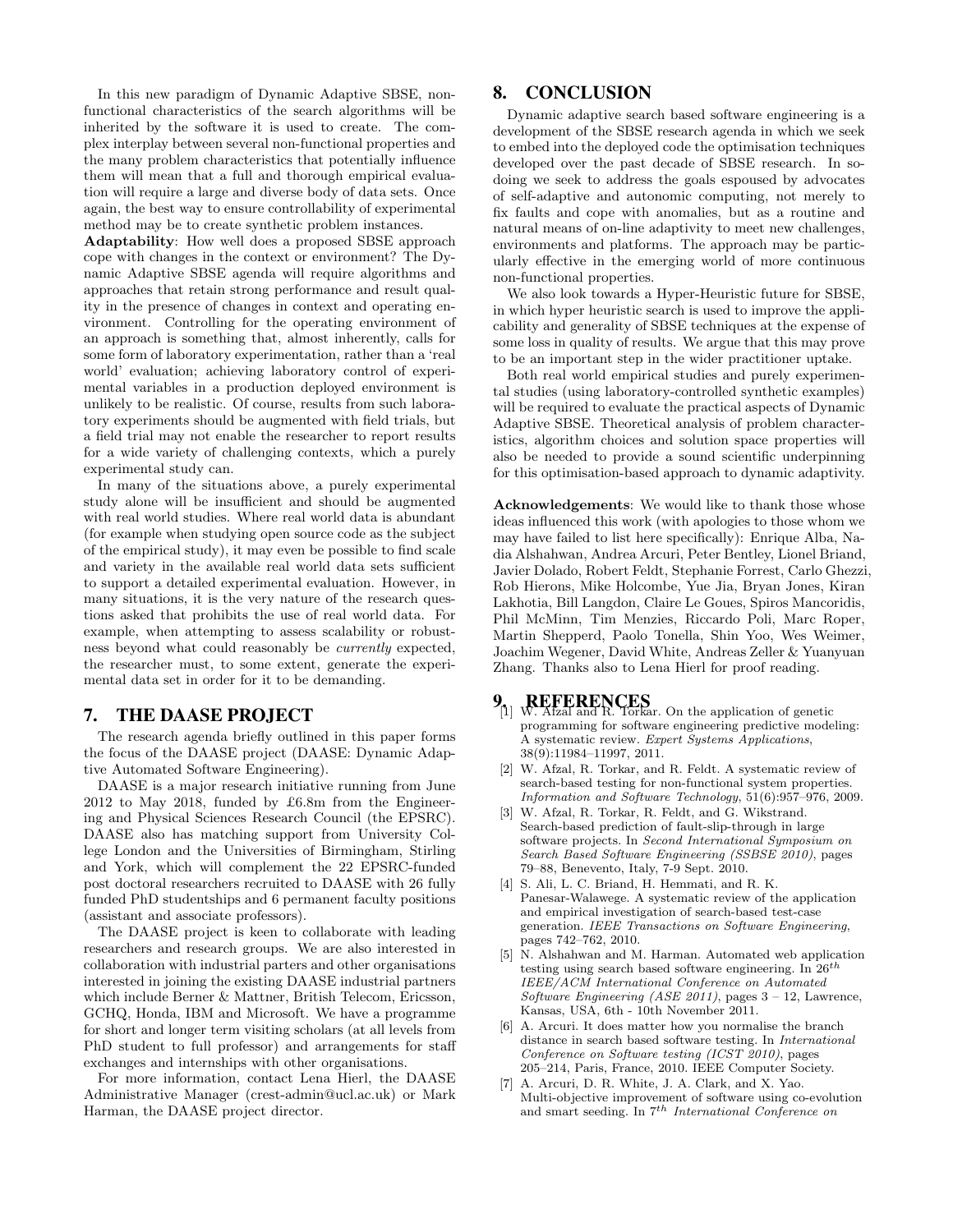In this new paradigm of Dynamic Adaptive SBSE, non-functional characteristics of the search algorithms will be inherited by the software it is used to create. The complex interplay between several non-functional properties and the many problem characteristics that potentially influence them will mean that a full and thorough empirical evaluation will require a large and diverse body of data sets. Once again, the best way to ensure controllability of experimental method may be to create synthetic problem instances.

**Adaptability**: How well does a proposed SBSE approach cope with changes in the context or environment? The Dynamic Adaptive SBSE agenda will require algorithms and approaches that retain strong performance and result quality in the presence of changes in context and operating environment. Controlling for the operating environment of an approach is something that, almost inherently, calls for some form of laboratory experimentation, rather than a 'real world' evaluation; achieving laboratory control of experimental variables in a production deployed environment is unlikely to be realistic. Of course, results from such laboratory experiments should be augmented with field trials, but a field trial may not enable the researcher to report results for a wide variety of challenging contexts, which a purely experimental study can.

In many of the situations above, a purely experimental study alone will be insufficient and should be augmented with real world studies. Where real world data is abundant (for example when studying open source code as the subject of the empirical study), it may even be possible to find scale and variety in the available real world data sets sufficient to support a detailed experimental evaluation. However, in many situations, it is the very nature of the research questions asked that prohibits the use of real world data. For example, when attempting to assess scalability or robustness beyond what could reasonably be *currently* expected, the researcher must, to some extent, generate the experimental data set in order for it to be demanding.

## 7. THE DAASE PROJECT

The research agenda briefly outlined in this paper forms the focus of the DAASE project (DAASE: Dynamic Adaptive Automated Software Engineering).

DAASE is a major research initiative running from June 2012 to May 2018, funded by £6.8m from the Engineering and Physical Sciences Research Council (the EPSRC). DAASE also has matching support from University College London and the Universities of Birmingham, Stirling and York, which will complement the 22 EPSRC-funded post doctoral researchers recruited to DAASE with 26 fully funded PhD studentships and 6 permanent faculty positions (assistant and associate professors).

The DAASE project is keen to collaborate with leading researchers and research groups. We are also interested in collaboration with industrial parters and other organisations interested in joining the existing DAASE industrial partners which include Berner & Mattner, British Telecom, Ericsson, GCHQ, Honda, IBM and Microsoft. We have a programme for short and longer term visiting scholars (at all levels from PhD student to full professor) and arrangements for staff exchanges and internships with other organisations.

For more information, contact Lena Hierl, the DAASE Administrative Manager (crest-admin@ucl.ac.uk) or Mark Harman, the DAASE project director.

## 8. CONCLUSION

Dynamic adaptive search based software engineering is a development of the SBSE research agenda in which we seek to embed into the deployed code the optimisation techniques developed over the past decade of SBSE research. In so-doing we seek to address the goals espoused by advocates of self-adaptive and autonomic computing, not merely to fix faults and cope with anomalies, but as a routine and natural means of on-line adaptivity to meet new challenges, environments and platforms. The approach may be particularly effective in the emerging world of more continuous non-functional properties.

We also look towards a Hyper-Heuristic future for SBSE, in which hyper heuristic search is used to improve the applicability and generality of SBSE techniques at the expense of some loss in quality of results. We argue that this may prove to be an important step in the wider practitioner uptake.

Both real world empirical studies and purely experimental studies (using laboratory-controlled synthetic examples) will be required to evaluate the practical aspects of Dynamic Adaptive SBSE. Theoretical analysis of problem characteristics, algorithm choices and solution space properties will also be needed to provide a sound scientific underpinning for this optimisation-based approach to dynamic adaptivity.

**Acknowledgements**: We would like to thank those whose ideas influenced this work (with apologies to those whom we may have failed to list here specifically): Enrique Alba, Nadia Alshahwan, Andrea Arcuri, Peter Bentley, Lionel Briand, Javier Dolado, Robert Feldt, Stephanie Forrest, Carlo Ghezzi, Rob Hierons, Mike Holcombe, Yue Jia, Bryan Jones, Kiran Lakhotia, Bill Langdon, Claire Le Goues, Spiros Mancoridis, Phil McMinn, Tim Menzies, Riccardo Poli, Marc Roper, Martin Shepperd, Paolo Tonella, Shin Yoo, Wes Weimer, Joachim Wegener, David White, Andreas Zeller & Yuanyuan Zhang. Thanks also to Lena Hierl for proof reading.

## 9. REFERENCES

[1] W. Afzal and R. Torkar. On the application of genetic programming for software engineering predictive modeling: A systematic review. *Expert Systems Applications*, 38(9):11984–11997, 2011.

[2] W. Afzal, R. Torkar, and R. Feldt. A systematic review of search-based testing for non-functional system properties. *Information and Software Technology*, 51(6):957–976, 2009.

[3] W. Afzal, R. Torkar, R. Feldt, and G. Wikstrand. Search-based prediction of fault-slip-through in large software projects. In *Second International Symposium on Search Based Software Engineering (SSBSE 2010)*, pages 79–88, Benevento, Italy, 7-9 Sept. 2010.

[4] S. Ali, L. C. Briand, H. Hemmati, and R. K. Panesar-Walawege. A systematic review of the application and empirical investigation of search-based test-case generation. *IEEE Transactions on Software Engineering*, pages 742–762, 2010.

[5] N. Alshahwan and M. Harman. Automated web application testing using search based software engineering. In $26^{th}$ *IEEE/ACM International Conference on Automated Software Engineering (ASE 2011)*, pages 3 – 12, Lawrence, Kansas, USA, 6th - 10th November 2011.

[6] A. Arcuri. It does matter how you normalise the branch distance in search based software testing. In *International Conference on Software testing (ICST 2010)*, pages 205–214, Paris, France, 2010. IEEE Computer Society.

[7] A. Arcuri, D. R. White, J. A. Clark, and X. Yao. Multi-objective improvement of software using co-evolution and smart seeding. In $7^{th}$ *International Conference on*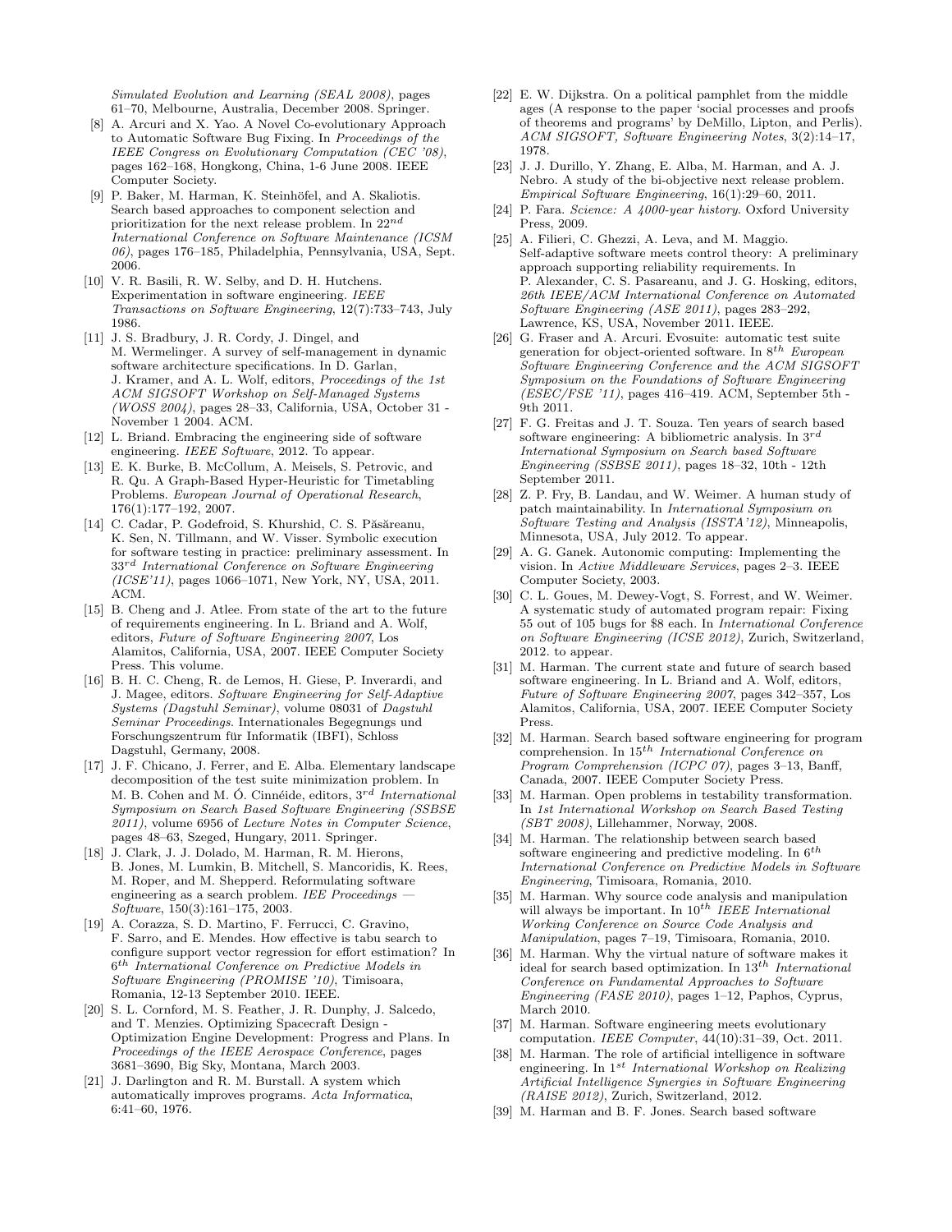*Simulated Evolution and Learning (SEAL 2008)*, pages 61–70, Melbourne, Australia, December 2008. Springer.

[8] A. Arcuri and X. Yao. A Novel Co-evolutionary Approach to Automatic Software Bug Fixing. In *Proceedings of the IEEE Congress on Evolutionary Computation (CEC '08)*, pages 162–168, Hongkong, China, 1-6 June 2008. IEEE Computer Society.

[9] P. Baker, M. Harman, K. Steinhöfel, and A. Skaliotis. Search based approaches to component selection and prioritization for the next release problem. In $22^{nd}$ *International Conference on Software Maintenance (ICSM 06)*, pages 176–185, Philadelphia, Pennsylvania, USA, Sept. 2006.

[10] V. R. Basili, R. W. Selby, and D. H. Hutchens. Experimentation in software engineering. *IEEE Transactions on Software Engineering*, 12(7):733–743, July 1986.

[11] J. S. Bradbury, J. R. Cordy, J. Dingel, and M. Wermelinger. A survey of self-management in dynamic software architecture specifications. In D. Garlan, J. Kramer, and A. L. Wolf, editors, *Proceedings of the 1st ACM SIGSOFT Workshop on Self-Managed Systems (WOSS 2004)*, pages 28–33, California, USA, October 31 - November 1 2004. ACM.

[12] L. Briand. Embracing the engineering side of software engineering. *IEEE Software*, 2012. To appear.

[13] E. K. Burke, B. McCollum, A. Meisels, S. Petrovic, and R. Qu. A Graph-Based Hyper-Heuristic for Timetabling Problems. *European Journal of Operational Research*, 176(1):177–192, 2007.

[14] C. Cadar, P. Godefroid, S. Khurshid, C. S. Păsăreanu, K. Sen, N. Tillmann, and W. Visser. Symbolic execution for software testing in practice: preliminary assessment. In $33^{rd}$ *International Conference on Software Engineering (ICSE'11)*, pages 1066–1071, New York, NY, USA, 2011. ACM.

[15] B. Cheng and J. Atlee. From state of the art to the future of requirements engineering. In L. Briand and A. Wolf, editors, *Future of Software Engineering 2007*, Los Alamitos, California, USA, 2007. IEEE Computer Society Press. This volume.

[16] B. H. C. Cheng, R. de Lemos, H. Giese, P. Inverardi, and J. Magee, editors. *Software Engineering for Self-Adaptive Systems (Dagstuhl Seminar)*, volume 08031 of *Dagstuhl Seminar Proceedings*. Internationales Begegnungs und Forschungszentrum für Informatik (IBFI), Schloss Dagstuhl, Germany, 2008.

[17] J. F. Chicano, J. Ferrer, and E. Alba. Elementary landscape decomposition of the test suite minimization problem. In M. B. Cohen and M. Ó. Cinnéide, editors, $3^{rd}$ *International Symposium on Search Based Software Engineering (SSBSE 2011)*, volume 6956 of *Lecture Notes in Computer Science*, pages 48–63, Szeged, Hungary, 2011. Springer.

[18] J. Clark, J. J. Dolado, M. Harman, R. M. Hierons, B. Jones, M. Lumkin, B. Mitchell, S. Mancoridis, K. Rees, M. Roper, and M. Shepperd. Reformulating software engineering as a search problem. *IEE Proceedings — Software*, 150(3):161–175, 2003.

[19] A. Corazza, S. D. Martino, F. Ferrucci, C. Gravino, F. Sarro, and E. Mendes. How effective is tabu search to configure support vector regression for effort estimation? In $6^{th}$ *International Conference on Predictive Models in Software Engineering (PROMISE '10)*, Timisoara, Romania, 12-13 September 2010. IEEE.

[20] S. L. Cornford, M. S. Feather, J. R. Dunphy, J. Salcedo, and T. Menzies. Optimizing Spacecraft Design - Optimization Engine Development: Progress and Plans. In *Proceedings of the IEEE Aerospace Conference*, pages 3681–3690, Big Sky, Montana, March 2003.

[21] J. Darlington and R. M. Burstall. A system which automatically improves programs. *Acta Informatica*, 6:41–60, 1976.

[22] E. W. Dijkstra. On a political pamphlet from the middle ages (A response to the paper 'social processes and proofs of theorems and programs' by DeMillo, Lipton, and Perlis). *ACM SIGSOFT, Software Engineering Notes*, 3(2):14–17, 1978.

[23] J. J. Durillo, Y. Zhang, E. Alba, M. Harman, and A. J. Nebro. A study of the bi-objective next release problem. *Empirical Software Engineering*, 16(1):29–60, 2011.

[24] P. Fara. *Science: A 4000-year history*. Oxford University Press, 2009.

[25] A. Filieri, C. Ghezzi, A. Leva, and M. Maggio. Self-adaptive software meets control theory: A preliminary approach supporting reliability requirements. In P. Alexander, C. S. Pasareanu, and J. G. Hosking, editors, *26th IEEE/ACM International Conference on Automated Software Engineering (ASE 2011)*, pages 283–292, Lawrence, KS, USA, November 2011. IEEE.

[26] G. Fraser and A. Arcuri. Evosuite: automatic test suite generation for object-oriented software. In $8^{th}$ *European Software Engineering Conference and the ACM SIGSOFT Symposium on the Foundations of Software Engineering (ESEC/FSE '11)*, pages 416–419. ACM, September 5th - 9th 2011.

[27] F. G. Freitas and J. T. Souza. Ten years of search based software engineering: A bibliometric analysis. In $3^{rd}$ *International Symposium on Search based Software Engineering (SSBSE 2011)*, pages 18–32, 10th - 12th September 2011.

[28] Z. P. Fry, B. Landau, and W. Weimer. A human study of patch maintainability. In *International Symposium on Software Testing and Analysis (ISSTA'12)*, Minneapolis, Minnesota, USA, July 2012. To appear.

[29] A. G. Ganek. Autonomic computing: Implementing the vision. In *Active Middleware Services*, pages 2–3. IEEE Computer Society, 2003.

[30] C. L. Goues, M. Dewey-Vogt, S. Forrest, and W. Weimer. A systematic study of automated program repair: Fixing 55 out of 105 bugs for $8 each. In *International Conference on Software Engineering (ICSE 2012)*, Zurich, Switzerland, 2012. to appear.

[31] M. Harman. The current state and future of search based software engineering. In L. Briand and A. Wolf, editors, *Future of Software Engineering 2007*, pages 342–357, Los Alamitos, California, USA, 2007. IEEE Computer Society Press.

[32] M. Harman. Search based software engineering for program comprehension. In $15^{th}$ *International Conference on Program Comprehension (ICPC 07)*, pages 3–13, Banff, Canada, 2007. IEEE Computer Society Press.

[33] M. Harman. Open problems in testability transformation. In *1st International Workshop on Search Based Testing (SBT 2008)*, Lillehammer, Norway, 2008.

[34] M. Harman. The relationship between search based software engineering and predictive modeling. In $6^{th}$ *International Conference on Predictive Models in Software Engineering*, Timisoara, Romania, 2010.

[35] M. Harman. Why source code analysis and manipulation will always be important. In $10^{th}$ *IEEE International Working Conference on Source Code Analysis and Manipulation*, pages 7–19, Timisoara, Romania, 2010.

[36] M. Harman. Why the virtual nature of software makes it ideal for search based optimization. In $13^{th}$ *International Conference on Fundamental Approaches to Software Engineering (FASE 2010)*, pages 1–12, Paphos, Cyprus, March 2010.

[37] M. Harman. Software engineering meets evolutionary computation. *IEEE Computer*, 44(10):31–39, Oct. 2011.

[38] M. Harman. The role of artificial intelligence in software engineering. In $1^{st}$ *International Workshop on Realizing Artificial Intelligence Synergies in Software Engineering (RAISE 2012)*, Zurich, Switzerland, 2012.

[39] M. Harman and B. F. Jones. Search based software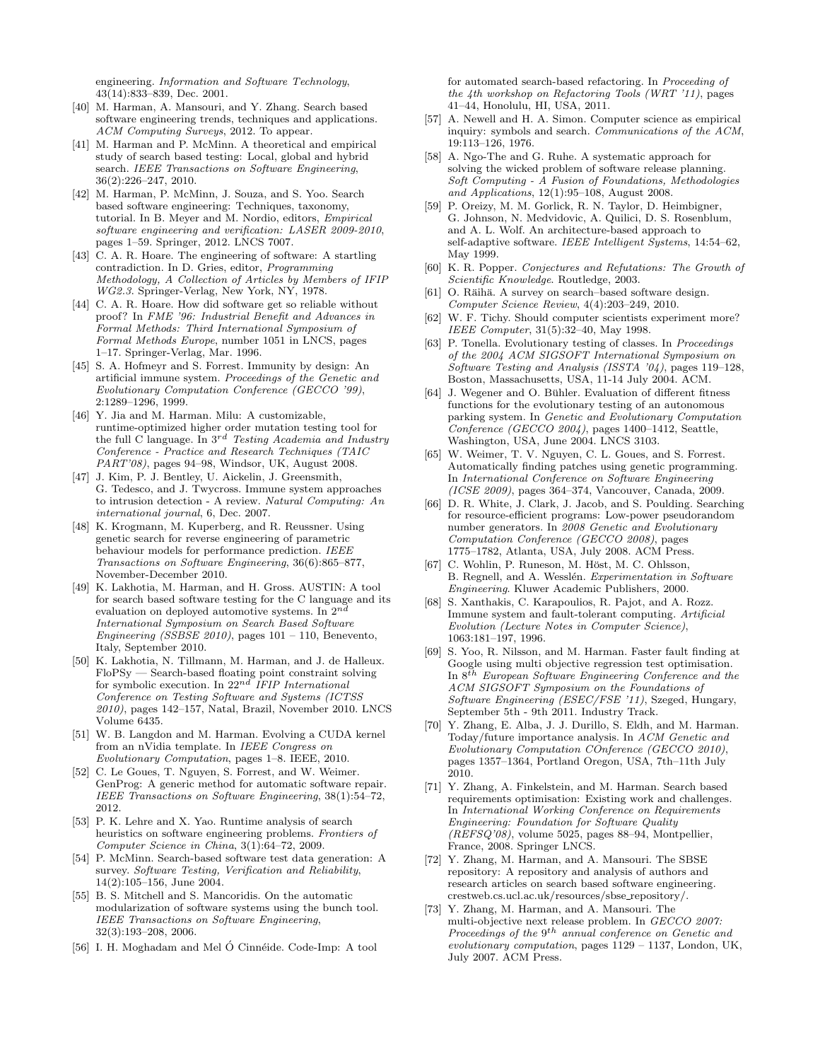engineering. *Information and Software Technology*, 43(14):833–839, Dec. 2001.

[40] M. Harman, A. Mansouri, and Y. Zhang. Search based software engineering trends, techniques and applications. *ACM Computing Surveys*, 2012. To appear.

[41] M. Harman and P. McMinn. A theoretical and empirical study of search based testing: Local, global and hybrid search. *IEEE Transactions on Software Engineering*, 36(2):226–247, 2010.

[42] M. Harman, P. McMinn, J. Souza, and S. Yoo. Search based software engineering: Techniques, taxonomy, tutorial. In B. Meyer and M. Nordio, editors, *Empirical software engineering and verification: LASER 2009-2010*, pages 1–59. Springer, 2012. LNCS 7007.

[43] C. A. R. Hoare. The engineering of software: A startling contradiction. In D. Gries, editor, *Programming Methodology, A Collection of Articles by Members of IFIP WG2.3*. Springer-Verlag, New York, NY, 1978.

[44] C. A. R. Hoare. How did software get so reliable without proof? In *FME '96: Industrial Benefit and Advances in Formal Methods: Third International Symposium of Formal Methods Europe*, number 1051 in LNCS, pages 1–17. Springer-Verlag, Mar. 1996.

[45] S. A. Hofmeyr and S. Forrest. Immunity by design: An artificial immune system. *Proceedings of the Genetic and Evolutionary Computation Conference (GECCO '99)*, 2:1289–1296, 1999.

[46] Y. Jia and M. Harman. Milu: A customizable, runtime-optimized higher order mutation testing tool for the full C language. In $3^{rd}$ *Testing Academia and Industry Conference - Practice and Research Techniques (TAIC PART'08)*, pages 94–98, Windsor, UK, August 2008.

[47] J. Kim, P. J. Bentley, U. Aickelin, J. Greensmith, G. Tedesco, and J. Twycross. Immune system approaches to intrusion detection - A review. *Natural Computing: An international journal*, 6, Dec. 2007.

[48] K. Krogmann, M. Kuperberg, and R. Reussner. Using genetic search for reverse engineering of parametric behaviour models for performance prediction. *IEEE Transactions on Software Engineering*, 36(6):865–877, November-December 2010.

[49] K. Lakhotia, M. Harman, and H. Gross. AUSTIN: A tool for search based software testing for the C language and its evaluation on deployed automotive systems. In $2^{nd}$ *International Symposium on Search Based Software Engineering (SSBSE 2010)*, pages 101 – 110, Benevento, Italy, September 2010.

[50] K. Lakhotia, N. Tillmann, M. Harman, and J. de Halleux. FloPSy — Search-based floating point constraint solving for symbolic execution. In $22^{nd}$ *IFIP International Conference on Testing Software and Systems (ICTSS 2010)*, pages 142–157, Natal, Brazil, November 2010. LNCS Volume 6435.

[51] W. B. Langdon and M. Harman. Evolving a CUDA kernel from an nVidia template. In *IEEE Congress on Evolutionary Computation*, pages 1–8. IEEE, 2010.

[52] C. Le Goues, T. Nguyen, S. Forrest, and W. Weimer. GenProg: A generic method for automatic software repair. *IEEE Transactions on Software Engineering*, 38(1):54–72, 2012.

[53] P. K. Lehre and X. Yao. Runtime analysis of search heuristics on software engineering problems. *Frontiers of Computer Science in China*, 3(1):64–72, 2009.

[54] P. McMinn. Search-based software test data generation: A survey. *Software Testing, Verification and Reliability*, 14(2):105–156, June 2004.

[55] B. S. Mitchell and S. Mancoridis. On the automatic modularization of software systems using the bunch tool. *IEEE Transactions on Software Engineering*, 32(3):193–208, 2006.

[56] I. H. Moghadam and Mel Ó Cinnéide. Code-Imp: A tool for automated search-based refactoring. In *Proceeding of the 4th workshop on Refactoring Tools (WRT '11)*, pages 41–44, Honolulu, HI, USA, 2011.

[57] A. Newell and H. A. Simon. Computer science as empirical inquiry: symbols and search. *Communications of the ACM*, 19:113–126, 1976.

[58] A. Ngo-The and G. Ruhe. A systematic approach for solving the wicked problem of software release planning. *Soft Computing - A Fusion of Foundations, Methodologies and Applications*, 12(1):95–108, August 2008.

[59] P. Oreizy, M. M. Gorlick, R. N. Taylor, D. Heimbigner, G. Johnson, N. Medvidovic, A. Quilici, D. S. Rosenblum, and A. L. Wolf. An architecture-based approach to self-adaptive software. *IEEE Intelligent Systems*, 14:54–62, May 1999.

[60] K. R. Popper. *Conjectures and Refutations: The Growth of Scientific Knowledge*. Routledge, 2003.

[61] O. Räihä. A survey on search–based software design. *Computer Science Review*, 4(4):203–249, 2010.

[62] W. F. Tichy. Should computer scientists experiment more? *IEEE Computer*, 31(5):32–40, May 1998.

[63] P. Tonella. Evolutionary testing of classes. In *Proceedings of the 2004 ACM SIGSOFT International Symposium on Software Testing and Analysis (ISSTA '04)*, pages 119–128, Boston, Massachusetts, USA, 11-14 July 2004. ACM.

[64] J. Wegener and O. Bühler. Evaluation of different fitness functions for the evolutionary testing of an autonomous parking system. In *Genetic and Evolutionary Computation Conference (GECCO 2004)*, pages 1400–1412, Seattle, Washington, USA, June 2004. LNCS 3103.

[65] W. Weimer, T. V. Nguyen, C. L. Goues, and S. Forrest. Automatically finding patches using genetic programming. In *International Conference on Software Engineering (ICSE 2009)*, pages 364–374, Vancouver, Canada, 2009.

[66] D. R. White, J. Clark, J. Jacob, and S. Poulding. Searching for resource-efficient programs: Low-power pseudorandom number generators. In *2008 Genetic and Evolutionary Computation Conference (GECCO 2008)*, pages 1775–1782, Atlanta, USA, July 2008. ACM Press.

[67] C. Wohlin, P. Runeson, M. Höst, M. C. Ohlsson, B. Regnell, and A. Wesslén. *Experimentation in Software Engineering*. Kluwer Academic Publishers, 2000.

[68] S. Xanthakis, C. Karapoulios, R. Pajot, and A. Rozz. Immune system and fault-tolerant computing. *Artificial Evolution (Lecture Notes in Computer Science)*, 1063:181–197, 1996.

[69] S. Yoo, R. Nilsson, and M. Harman. Faster fault finding at Google using multi objective regression test optimisation. In $8^{th}$ *European Software Engineering Conference and the ACM SIGSOFT Symposium on the Foundations of Software Engineering (ESEC/FSE '11)*, Szeged, Hungary, September 5th - 9th 2011. Industry Track.

[70] Y. Zhang, E. Alba, J. J. Durillo, S. Eldh, and M. Harman. Today/future importance analysis. In *ACM Genetic and Evolutionary Computation COnference (GECCO 2010)*, pages 1357–1364, Portland Oregon, USA, 7th–11th July 2010.

[71] Y. Zhang, A. Finkelstein, and M. Harman. Search based requirements optimisation: Existing work and challenges. In *International Working Conference on Requirements Engineering: Foundation for Software Quality (REFSQ'08)*, volume 5025, pages 88–94, Montpellier, France, 2008. Springer LNCS.

[72] Y. Zhang, M. Harman, and A. Mansouri. The SBSE repository: A repository and analysis of authors and research articles on search based software engineering. crestweb.cs.ucl.ac.uk/resources/sbse_repository/.

[73] Y. Zhang, M. Harman, and A. Mansouri. The multi-objective next release problem. In *GECCO 2007: Proceedings of the* $9^{th}$ *annual conference on Genetic and evolutionary computation*, pages 1129 – 1137, London, UK, July 2007. ACM Press.